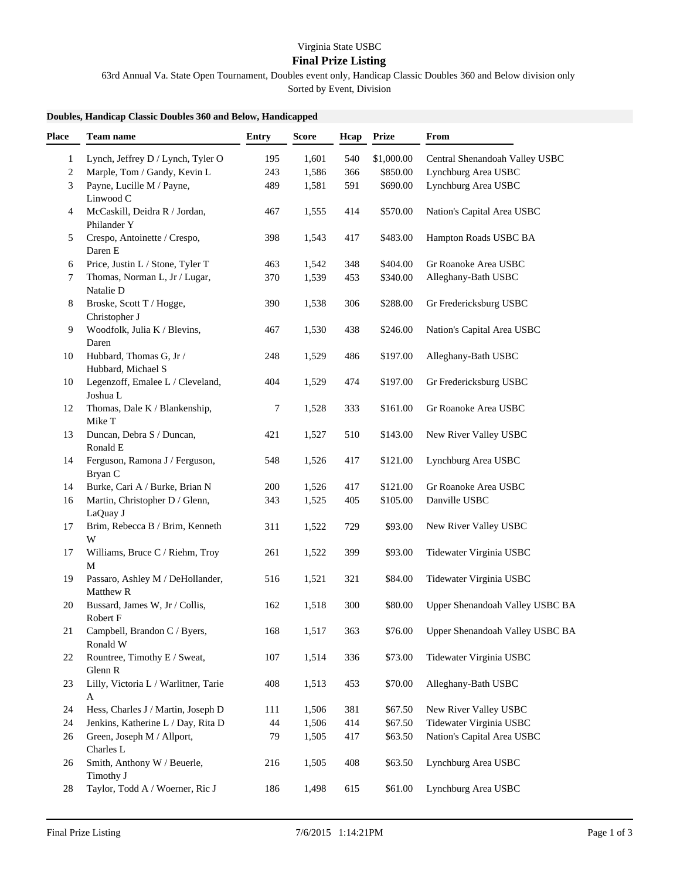Virginia State USBC

**Final Prize Listing**

63rd Annual Va. State Open Tournament, Doubles event only, Handicap Classic Doubles 360 and Below division only

Sorted by Event, Division

**Doubles, Handicap Classic Doubles 360 and Below, Handicapped**

| Place | Team name | Entry | Score | Hcap | Prize | From |
|---|---|---|---|---|---|---|
| 1 | Lynch, Jeffrey D / Lynch, Tyler O | 195 | 1,601 | 540 | $1,000.00 | Central Shenandoah Valley USBC |
| 2 | Marple, Tom / Gandy, Kevin L | 243 | 1,586 | 366 | $850.00 | Lynchburg Area USBC |
| 3 | Payne, Lucille M / Payne, Linwood C | 489 | 1,581 | 591 | $690.00 | Lynchburg Area USBC |
| 4 | McCaskill, Deidra R / Jordan, Philander Y | 467 | 1,555 | 414 | $570.00 | Nation's Capital Area USBC |
| 5 | Crespo, Antoinette / Crespo, Daren E | 398 | 1,543 | 417 | $483.00 | Hampton Roads USBC BA |
| 6 | Price, Justin L / Stone, Tyler T | 463 | 1,542 | 348 | $404.00 | Gr Roanoke Area USBC |
| 7 | Thomas, Norman L, Jr / Lugar, Natalie D | 370 | 1,539 | 453 | $340.00 | Alleghany-Bath USBC |
| 8 | Broske, Scott T / Hogge, Christopher J | 390 | 1,538 | 306 | $288.00 | Gr Fredericksburg USBC |
| 9 | Woodfolk, Julia K / Blevins, Daren | 467 | 1,530 | 438 | $246.00 | Nation's Capital Area USBC |
| 10 | Hubbard, Thomas G, Jr / Hubbard, Michael S | 248 | 1,529 | 486 | $197.00 | Alleghany-Bath USBC |
| 10 | Legenzoff, Emalee L / Cleveland, Joshua L | 404 | 1,529 | 474 | $197.00 | Gr Fredericksburg USBC |
| 12 | Thomas, Dale K / Blankenship, Mike T | 7 | 1,528 | 333 | $161.00 | Gr Roanoke Area USBC |
| 13 | Duncan, Debra S / Duncan, Ronald E | 421 | 1,527 | 510 | $143.00 | New River Valley USBC |
| 14 | Ferguson, Ramona J / Ferguson, Bryan C | 548 | 1,526 | 417 | $121.00 | Lynchburg Area USBC |
| 14 | Burke, Cari A / Burke, Brian N | 200 | 1,526 | 417 | $121.00 | Gr Roanoke Area USBC |
| 16 | Martin, Christopher D / Glenn, LaQuay J | 343 | 1,525 | 405 | $105.00 | Danville USBC |
| 17 | Brim, Rebecca B / Brim, Kenneth W | 311 | 1,522 | 729 | $93.00 | New River Valley USBC |
| 17 | Williams, Bruce C / Riehm, Troy M | 261 | 1,522 | 399 | $93.00 | Tidewater Virginia USBC |
| 19 | Passaro, Ashley M / DeHollander, Matthew R | 516 | 1,521 | 321 | $84.00 | Tidewater Virginia USBC |
| 20 | Bussard, James W, Jr / Collis, Robert F | 162 | 1,518 | 300 | $80.00 | Upper Shenandoah Valley USBC BA |
| 21 | Campbell, Brandon C / Byers, Ronald W | 168 | 1,517 | 363 | $76.00 | Upper Shenandoah Valley USBC BA |
| 22 | Rountree, Timothy E / Sweat, Glenn R | 107 | 1,514 | 336 | $73.00 | Tidewater Virginia USBC |
| 23 | Lilly, Victoria L / Warlitner, Tarie A | 408 | 1,513 | 453 | $70.00 | Alleghany-Bath USBC |
| 24 | Hess, Charles J / Martin, Joseph D | 111 | 1,506 | 381 | $67.50 | New River Valley USBC |
| 24 | Jenkins, Katherine L / Day, Rita D | 44 | 1,506 | 414 | $67.50 | Tidewater Virginia USBC |
| 26 | Green, Joseph M / Allport, Charles L | 79 | 1,505 | 417 | $63.50 | Nation's Capital Area USBC |
| 26 | Smith, Anthony W / Beuerle, Timothy J | 216 | 1,505 | 408 | $63.50 | Lynchburg Area USBC |
| 28 | Taylor, Todd A / Woerner, Ric J | 186 | 1,498 | 615 | $61.00 | Lynchburg Area USBC |

Final Prize Listing 7/6/2015 1:14:21PM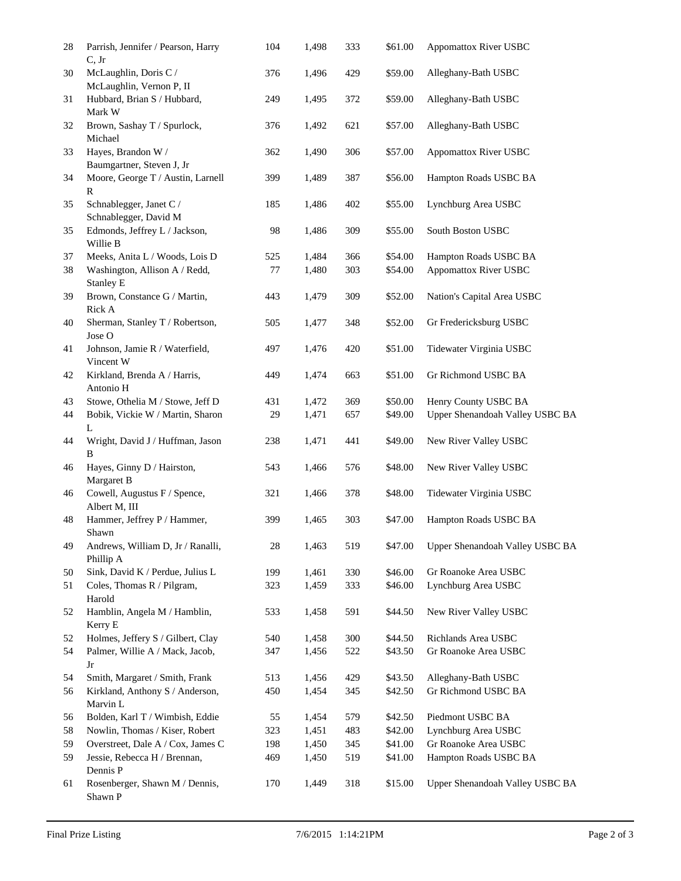| | | | | | | |
|---|---|---|---|---|---|---|
| 28 | Parrish, Jennifer / Pearson, Harry C, Jr | 104 | 1,498 | 333 | $61.00 | Appomattox River USBC |
| 30 | McLaughlin, Doris C / McLaughlin, Vernon P, II | 376 | 1,496 | 429 | $59.00 | Alleghany-Bath USBC |
| 31 | Hubbard, Brian S / Hubbard, Mark W | 249 | 1,495 | 372 | $59.00 | Alleghany-Bath USBC |
| 32 | Brown, Sashay T / Spurlock, Michael | 376 | 1,492 | 621 | $57.00 | Alleghany-Bath USBC |
| 33 | Hayes, Brandon W / Baumgartner, Steven J, Jr | 362 | 1,490 | 306 | $57.00 | Appomattox River USBC |
| 34 | Moore, George T / Austin, Larnell R | 399 | 1,489 | 387 | $56.00 | Hampton Roads USBC BA |
| 35 | Schnablegger, Janet C / Schnablegger, David M | 185 | 1,486 | 402 | $55.00 | Lynchburg Area USBC |
| 35 | Edmonds, Jeffrey L / Jackson, Willie B | 98 | 1,486 | 309 | $55.00 | South Boston USBC |
| 37 | Meeks, Anita L / Woods, Lois D | 525 | 1,484 | 366 | $54.00 | Hampton Roads USBC BA |
| 38 | Washington, Allison A / Redd, Stanley E | 77 | 1,480 | 303 | $54.00 | Appomattox River USBC |
| 39 | Brown, Constance G / Martin, Rick A | 443 | 1,479 | 309 | $52.00 | Nation's Capital Area USBC |
| 40 | Sherman, Stanley T / Robertson, Jose O | 505 | 1,477 | 348 | $52.00 | Gr Fredericksburg USBC |
| 41 | Johnson, Jamie R / Waterfield, Vincent W | 497 | 1,476 | 420 | $51.00 | Tidewater Virginia USBC |
| 42 | Kirkland, Brenda A / Harris, Antonio H | 449 | 1,474 | 663 | $51.00 | Gr Richmond USBC BA |
| 43 | Stowe, Othelia M / Stowe, Jeff D | 431 | 1,472 | 369 | $50.00 | Henry County USBC BA |
| 44 | Bobik, Vickie W / Martin, Sharon L | 29 | 1,471 | 657 | $49.00 | Upper Shenandoah Valley USBC BA |
| 44 | Wright, David J / Huffman, Jason B | 238 | 1,471 | 441 | $49.00 | New River Valley USBC |
| 46 | Hayes, Ginny D / Hairston, Margaret B | 543 | 1,466 | 576 | $48.00 | New River Valley USBC |
| 46 | Cowell, Augustus F / Spence, Albert M, III | 321 | 1,466 | 378 | $48.00 | Tidewater Virginia USBC |
| 48 | Hammer, Jeffrey P / Hammer, Shawn | 399 | 1,465 | 303 | $47.00 | Hampton Roads USBC BA |
| 49 | Andrews, William D, Jr / Ranalli, Phillip A | 28 | 1,463 | 519 | $47.00 | Upper Shenandoah Valley USBC BA |
| 50 | Sink, David K / Perdue, Julius L | 199 | 1,461 | 330 | $46.00 | Gr Roanoke Area USBC |
| 51 | Coles, Thomas R / Pilgram, Harold | 323 | 1,459 | 333 | $46.00 | Lynchburg Area USBC |
| 52 | Hamblin, Angela M / Hamblin, Kerry E | 533 | 1,458 | 591 | $44.50 | New River Valley USBC |
| 52 | Holmes, Jeffery S / Gilbert, Clay | 540 | 1,458 | 300 | $44.50 | Richlands Area USBC |
| 54 | Palmer, Willie A / Mack, Jacob, Jr | 347 | 1,456 | 522 | $43.50 | Gr Roanoke Area USBC |
| 54 | Smith, Margaret / Smith, Frank | 513 | 1,456 | 429 | $43.50 | Alleghany-Bath USBC |
| 56 | Kirkland, Anthony S / Anderson, Marvin L | 450 | 1,454 | 345 | $42.50 | Gr Richmond USBC BA |
| 56 | Bolden, Karl T / Wimbish, Eddie | 55 | 1,454 | 579 | $42.50 | Piedmont USBC BA |
| 58 | Nowlin, Thomas / Kiser, Robert | 323 | 1,451 | 483 | $42.00 | Lynchburg Area USBC |
| 59 | Overstreet, Dale A / Cox, James C | 198 | 1,450 | 345 | $41.00 | Gr Roanoke Area USBC |
| 59 | Jessie, Rebecca H / Brennan, Dennis P | 469 | 1,450 | 519 | $41.00 | Hampton Roads USBC BA |
| 61 | Rosenberger, Shawn M / Dennis, Shawn P | 170 | 1,449 | 318 | $15.00 | Upper Shenandoah Valley USBC BA |

Final Prize Listing 7/6/2015 1:14:21PM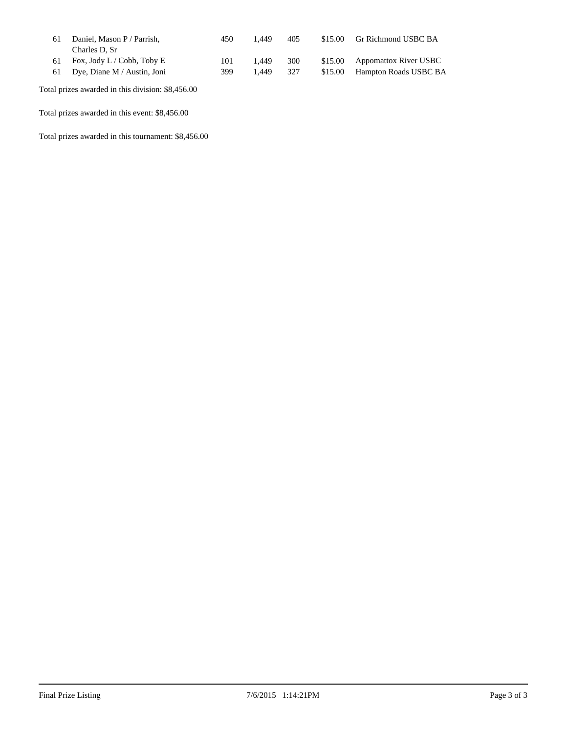| | | | | | | |
|---|---|---|---|---|---|---|
| 61 | Daniel, Mason P / Parrish, Charles D, Sr | 450 | 1,449 | 405 | $15.00 | Gr Richmond USBC BA |
| 61 | Fox, Jody L / Cobb, Toby E | 101 | 1,449 | 300 | $15.00 | Appomattox River USBC |
| 61 | Dye, Diane M / Austin, Joni | 399 | 1,449 | 327 | $15.00 | Hampton Roads USBC BA |

Total prizes awarded in this division: $8,456.00

Total prizes awarded in this event: $8,456.00

Total prizes awarded in this tournament: $8,456.00